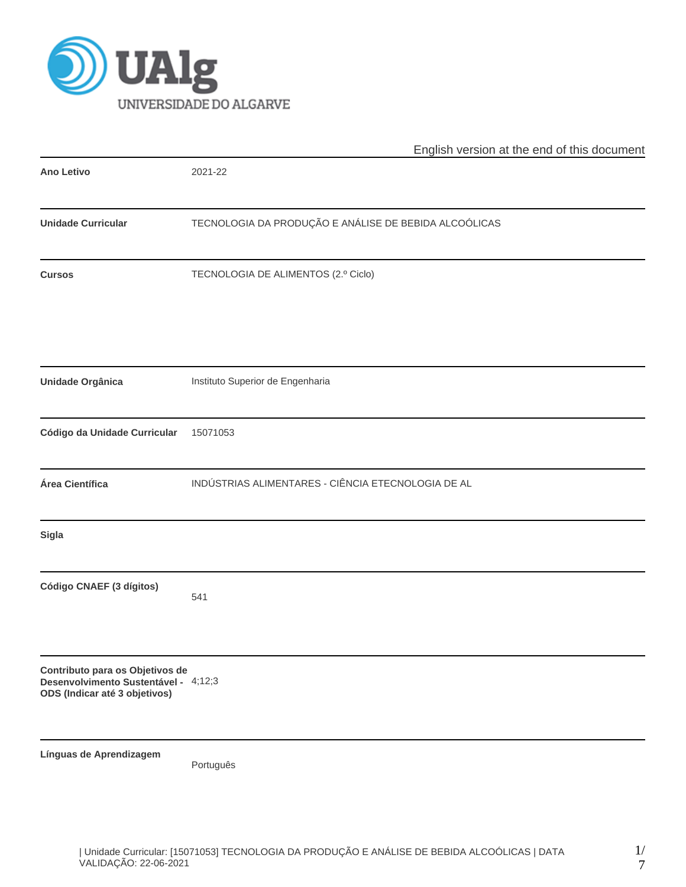UAlg UNIVERSIDADE DO ALGARVE

English version at the end of this document

| | |
|---|---|
| **Ano Letivo** | 2021-22 |
| **Unidade Curricular** | TECNOLOGIA DA PRODUÇÃO E ANÁLISE DE BEBIDA ALCOÓLICAS |
| **Cursos** | TECNOLOGIA DE ALIMENTOS (2.º Ciclo) |
| **Unidade Orgânica** | Instituto Superior de Engenharia |
| **Código da Unidade Curricular** | 15071053 |
| **Área Científica** | INDÚSTRIAS ALIMENTARES - CIÊNCIA ETECNOLOGIA DE AL |
| **Sigla** | |
| **Código CNAEF (3 dígitos)** | 541 |
| **Contributo para os Objetivos de Desenvolvimento Sustentável - ODS (Indicar até 3 objetivos)** | 4;12;3 |
| **Línguas de Aprendizagem** | Português |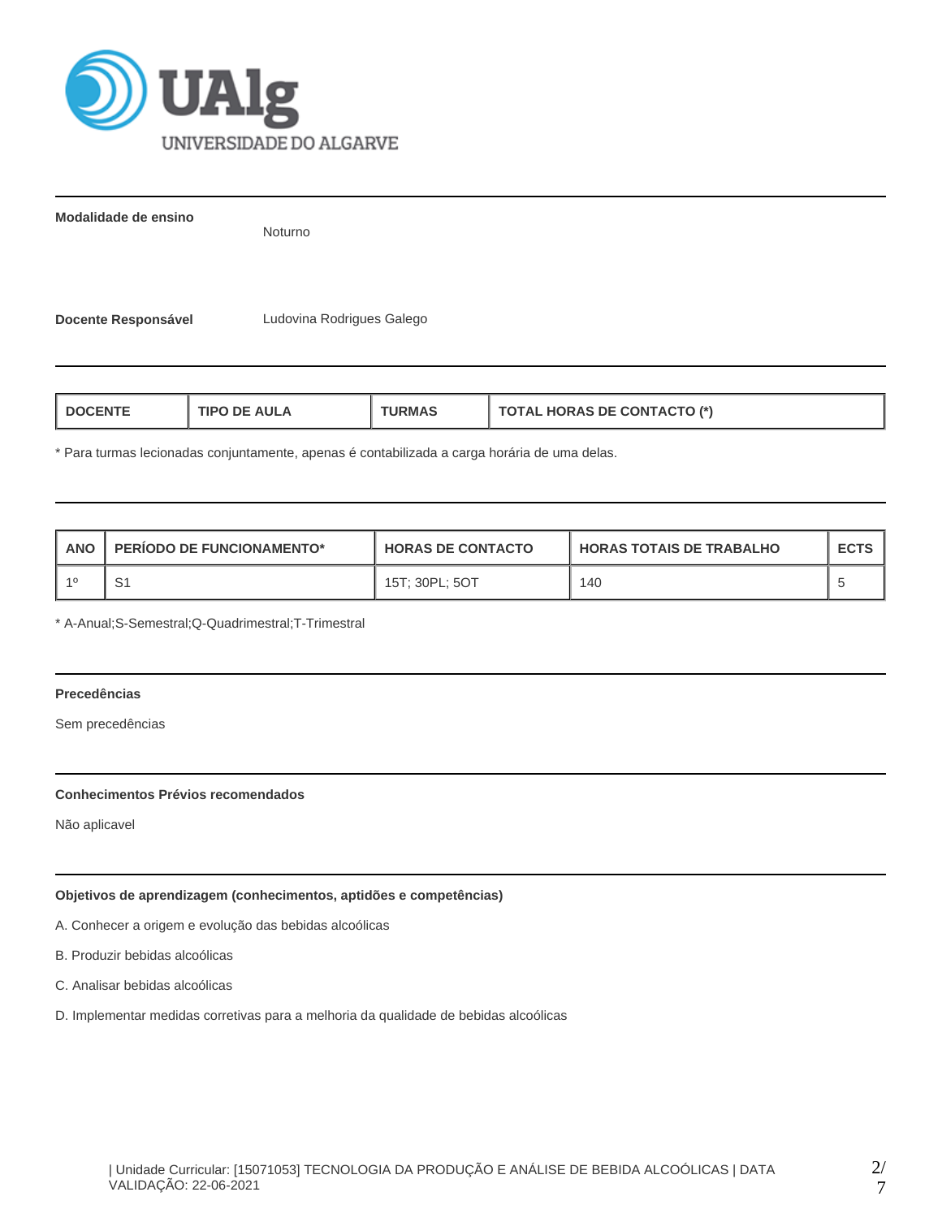**Modalidade de ensino**

Noturno

**Docente Responsável**

Ludovina Rodrigues Galego

| DOCENTE | TIPO DE AULA | TURMAS | TOTAL HORAS DE CONTACTO (*) |
|---|---|---|---|

* Para turmas lecionadas conjuntamente, apenas é contabilizada a carga horária de uma delas.

| ANO | PERÍODO DE FUNCIONAMENTO* | HORAS DE CONTACTO | HORAS TOTAIS DE TRABALHO | ECTS |
|---|---|---|---|---|
| 1º | S1 | 15T; 30PL; 5OT | 140 | 5 |

* A-Anual;S-Semestral;Q-Quadrimestral;T-Trimestral

**Precedências**

Sem precedências

**Conhecimentos Prévios recomendados**

Não aplicavel

**Objetivos de aprendizagem (conhecimentos, aptidões e competências)**

A. Conhecer a origem e evolução das bebidas alcoólicas

B. Produzir bebidas alcoólicas

C. Analisar bebidas alcoólicas

D. Implementar medidas corretivas para a melhoria da qualidade de bebidas alcoólicas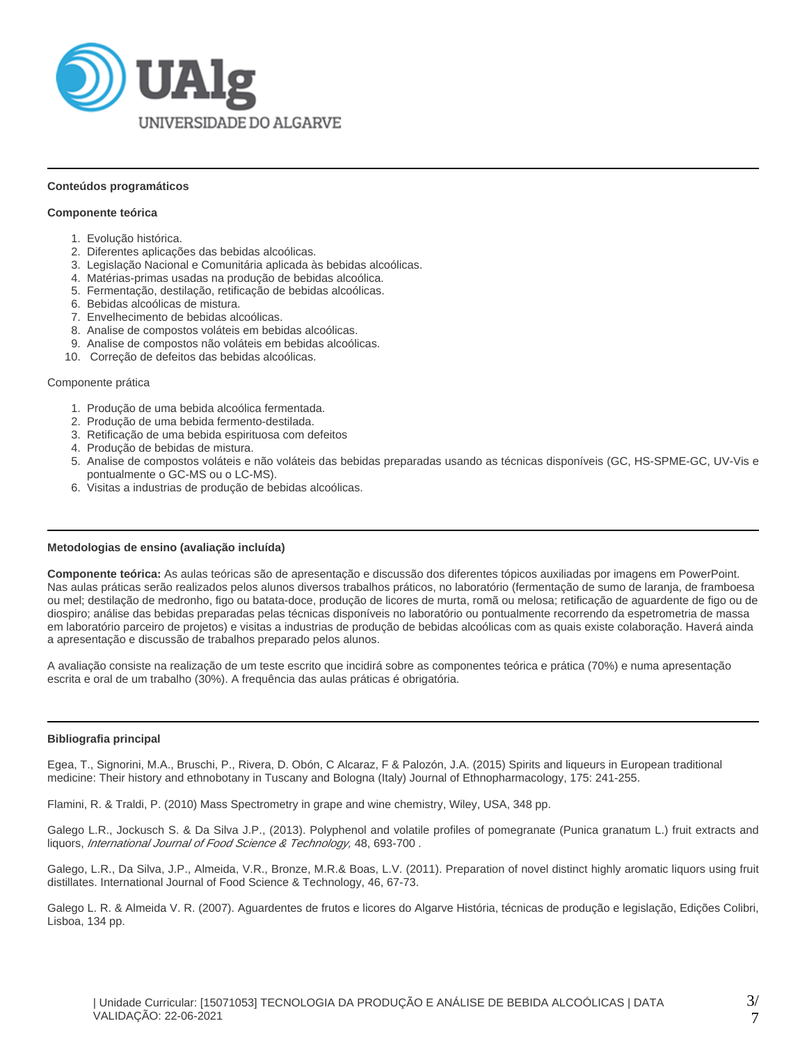## Conteúdos programáticos

### Componente teórica

1. Evolução histórica.
2. Diferentes aplicações das bebidas alcoólicas.
3. Legislação Nacional e Comunitária aplicada às bebidas alcoólicas.
4. Matérias-primas usadas na produção de bebidas alcoólica.
5. Fermentação, destilação, retificação de bebidas alcoólicas.
6. Bebidas alcoólicas de mistura.
7. Envelhecimento de bebidas alcoólicas.
8. Analise de compostos voláteis em bebidas alcoólicas.
9. Analise de compostos não voláteis em bebidas alcoólicas.
10. Correção de defeitos das bebidas alcoólicas.

Componente prática

1. Produção de uma bebida alcoólica fermentada.
2. Produção de uma bebida fermento-destilada.
3. Retificação de uma bebida espirituosa com defeitos
4. Produção de bebidas de mistura.
5. Analise de compostos voláteis e não voláteis das bebidas preparadas usando as técnicas disponíveis (GC, HS-SPME-GC, UV-Vis e pontualmente o GC-MS ou o LC-MS).
6. Visitas a industrias de produção de bebidas alcoólicas.

## Metodologias de ensino (avaliação incluída)

**Componente teórica:** As aulas teóricas são de apresentação e discussão dos diferentes tópicos auxiliadas por imagens em PowerPoint. Nas aulas práticas serão realizados pelos alunos diversos trabalhos práticos, no laboratório (fermentação de sumo de laranja, de framboesa ou mel; destilação de medronho, figo ou batata-doce, produção de licores de murta, romã ou melosa; retificação de aguardente de figo ou de diospiro; análise das bebidas preparadas pelas técnicas disponíveis no laboratório ou pontualmente recorrendo da espetrometria de massa em laboratório parceiro de projetos) e visitas a industrias de produção de bebidas alcoólicas com as quais existe colaboração. Haverá ainda a apresentação e discussão de trabalhos preparado pelos alunos.

A avaliação consiste na realização de um teste escrito que incidirá sobre as componentes teórica e prática (70%) e numa apresentação escrita e oral de um trabalho (30%). A frequência das aulas práticas é obrigatória.

## Bibliografia principal

Egea, T., Signorini, M.A., Bruschi, P., Rivera, D. Obón, C Alcaraz, F & Palozón, J.A. (2015) Spirits and liqueurs in European traditional medicine: Their history and ethnobotany in Tuscany and Bologna (Italy) Journal of Ethnopharmacology, 175: 241-255.

Flamini, R. & Traldi, P. (2010) Mass Spectrometry in grape and wine chemistry, Wiley, USA, 348 pp.

Galego L.R., Jockusch S. & Da Silva J.P., (2013). Polyphenol and volatile profiles of pomegranate (Punica granatum L.) fruit extracts and liquors, *International Journal of Food Science & Technology,* 48, 693-700 .

Galego, L.R., Da Silva, J.P., Almeida, V.R., Bronze, M.R.& Boas, L.V. (2011). Preparation of novel distinct highly aromatic liquors using fruit distillates. International Journal of Food Science & Technology, 46, 67-73.

Galego L. R. & Almeida V. R. (2007). Aguardentes de frutos e licores do Algarve História, técnicas de produção e legislação, Edições Colibri, Lisboa, 134 pp.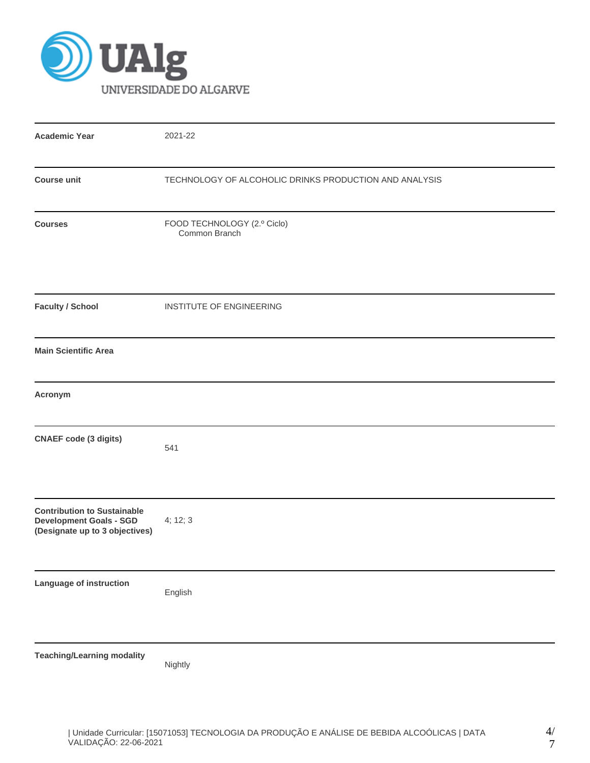| | |
|---|---|
| **Academic Year** | 2021-22 |
| **Course unit** | TECHNOLOGY OF ALCOHOLIC DRINKS PRODUCTION AND ANALYSIS |
| **Courses** | FOOD TECHNOLOGY (2.º Ciclo)<br>Common Branch |
| **Faculty / School** | INSTITUTE OF ENGINEERING |
| **Main Scientific Area** | |
| **Acronym** | |
| **CNAEF code (3 digits)** | 541 |
| **Contribution to Sustainable Development Goals - SGD (Designate up to 3 objectives)** | 4; 12; 3 |
| **Language of instruction** | English |
| **Teaching/Learning modality** | Nightly |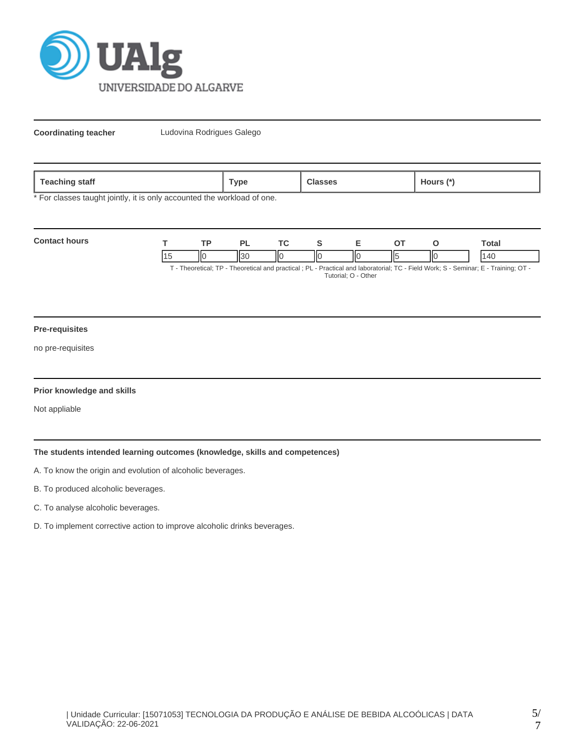**Coordinating teacher** Ludovina Rodrigues Galego

| Teaching staff | Type | Classes | Hours (*) |
|---|---|---|---|

* For classes taught jointly, it is only accounted the workload of one.

**Contact hours**

| T | TP | PL | TC | S | E | OT | O | Total |
|---|---|---|---|---|---|---|---|---|
| 15 | 0 | 30 | 0 | 0 | 0 | 5 | 0 | 140 |

T - Theoretical; TP - Theoretical and practical ; PL - Practical and laboratorial; TC - Field Work; S - Seminar; E - Training; OT - Tutorial; O - Other

**Pre-requisites**

no pre-requisites

**Prior knowledge and skills**

Not appliable

**The students intended learning outcomes (knowledge, skills and competences)**

A. To know the origin and evolution of alcoholic beverages.

B. To produced alcoholic beverages.

C. To analyse alcoholic beverages.

D. To implement corrective action to improve alcoholic drinks beverages.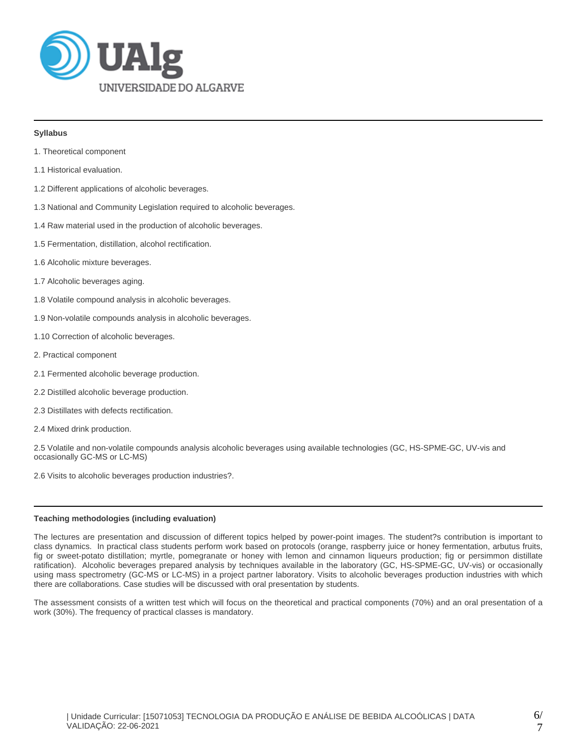**Syllabus**

1. Theoretical component

1.1 Historical evaluation.

1.2 Different applications of alcoholic beverages.

1.3 National and Community Legislation required to alcoholic beverages.

1.4 Raw material used in the production of alcoholic beverages.

1.5 Fermentation, distillation, alcohol rectification.

1.6 Alcoholic mixture beverages.

1.7 Alcoholic beverages aging.

1.8 Volatile compound analysis in alcoholic beverages.

1.9 Non-volatile compounds analysis in alcoholic beverages.

1.10 Correction of alcoholic beverages.

2. Practical component

2.1 Fermented alcoholic beverage production.

2.2 Distilled alcoholic beverage production.

2.3 Distillates with defects rectification.

2.4 Mixed drink production.

2.5 Volatile and non-volatile compounds analysis alcoholic beverages using available technologies (GC, HS-SPME-GC, UV-vis and occasionally GC-MS or LC-MS)

2.6 Visits to alcoholic beverages production industries?.

**Teaching methodologies (including evaluation)**

The lectures are presentation and discussion of different topics helped by power-point images. The student?s contribution is important to class dynamics. In practical class students perform work based on protocols (orange, raspberry juice or honey fermentation, arbutus fruits, fig or sweet-potato distillation; myrtle, pomegranate or honey with lemon and cinnamon liqueurs production; fig or persimmon distillate ratification). Alcoholic beverages prepared analysis by techniques available in the laboratory (GC, HS-SPME-GC, UV-vis) or occasionally using mass spectrometry (GC-MS or LC-MS) in a project partner laboratory. Visits to alcoholic beverages production industries with which there are collaborations. Case studies will be discussed with oral presentation by students.

The assessment consists of a written test which will focus on the theoretical and practical components (70%) and an oral presentation of a work (30%). The frequency of practical classes is mandatory.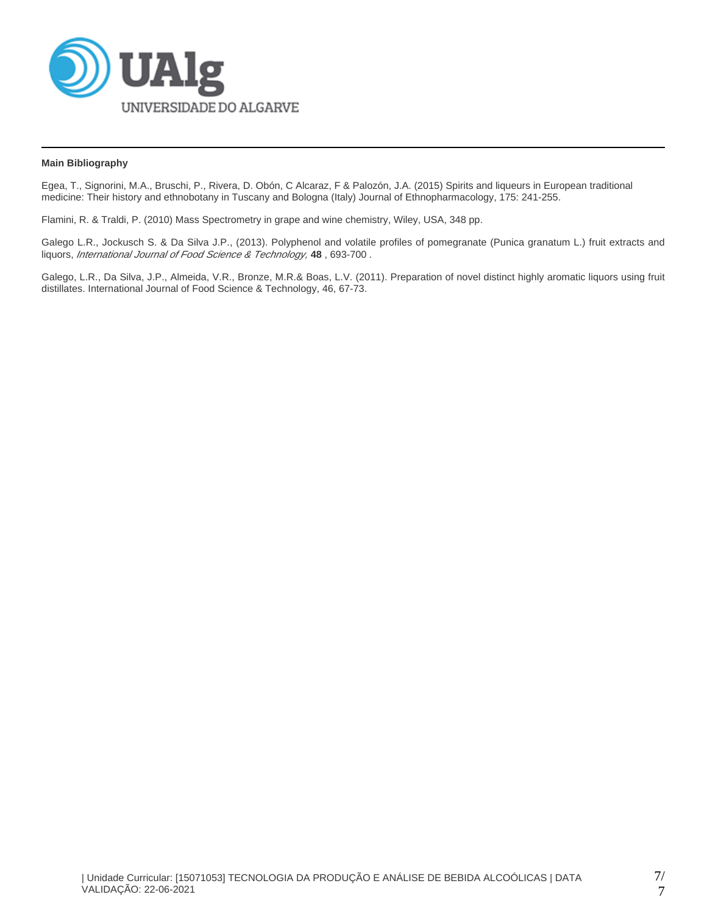**Main Bibliography**

Egea, T., Signorini, M.A., Bruschi, P., Rivera, D. Obón, C Alcaraz, F & Palozón, J.A. (2015) Spirits and liqueurs in European traditional medicine: Their history and ethnobotany in Tuscany and Bologna (Italy) Journal of Ethnopharmacology, 175: 241-255.

Flamini, R. & Traldi, P. (2010) Mass Spectrometry in grape and wine chemistry, Wiley, USA, 348 pp.

Galego L.R., Jockusch S. & Da Silva J.P., (2013). Polyphenol and volatile profiles of pomegranate (Punica granatum L.) fruit extracts and liquors, *International Journal of Food Science & Technology,* **48** , 693-700 .

Galego, L.R., Da Silva, J.P., Almeida, V.R., Bronze, M.R.& Boas, L.V. (2011). Preparation of novel distinct highly aromatic liquors using fruit distillates. International Journal of Food Science & Technology, 46, 67-73.